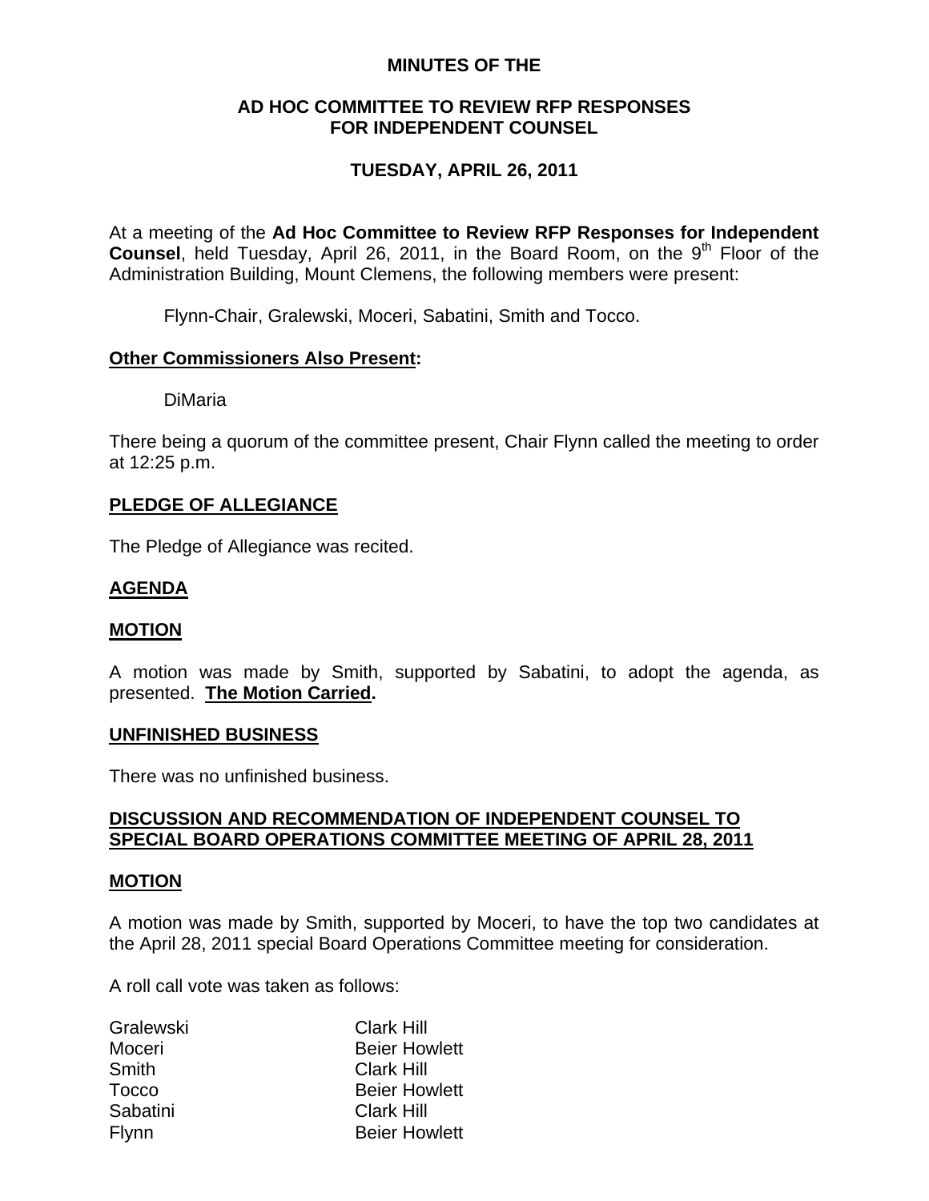**MINUTES OF THE**

**AD HOC COMMITTEE TO REVIEW RFP RESPONSES FOR INDEPENDENT COUNSEL**

**TUESDAY, APRIL 26, 2011**

At a meeting of the **Ad Hoc Committee to Review RFP Responses for Independent Counsel**, held Tuesday, April 26, 2011, in the Board Room, on the 9th Floor of the Administration Building, Mount Clemens, the following members were present:

Flynn-Chair, Gralewski, Moceri, Sabatini, Smith and Tocco.

## **Other Commissioners Also Present:**

DiMaria

There being a quorum of the committee present, Chair Flynn called the meeting to order at 12:25 p.m.

## **PLEDGE OF ALLEGIANCE**

The Pledge of Allegiance was recited.

## **AGENDA**

## **MOTION**

A motion was made by Smith, supported by Sabatini, to adopt the agenda, as presented. **The Motion Carried.**

## **UNFINISHED BUSINESS**

There was no unfinished business.

## **DISCUSSION AND RECOMMENDATION OF INDEPENDENT COUNSEL TO SPECIAL BOARD OPERATIONS COMMITTEE MEETING OF APRIL 28, 2011**

## **MOTION**

A motion was made by Smith, supported by Moceri, to have the top two candidates at the April 28, 2011 special Board Operations Committee meeting for consideration.

A roll call vote was taken as follows:

| | |
|---|---|
| Gralewski | Clark Hill |
| Moceri | Beier Howlett |
| Smith | Clark Hill |
| Tocco | Beier Howlett |
| Sabatini | Clark Hill |
| Flynn | Beier Howlett |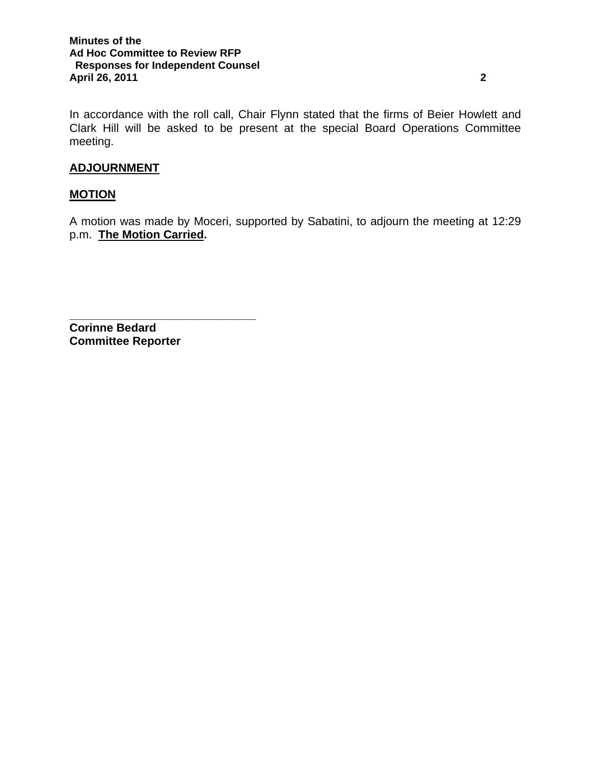In accordance with the roll call, Chair Flynn stated that the firms of Beier Howlett and Clark Hill will be asked to be present at the special Board Operations Committee meeting.

## ADJOURNMENT

## MOTION

A motion was made by Moceri, supported by Sabatini, to adjourn the meeting at 12:29 p.m. **The Motion Carried.**

\_\_\_\_\_\_\_\_\_\_\_\_\_\_\_\_\_\_\_\_\_\_\_\_\_\_\_\_\_\_

**Corinne Bedard**
**Committee Reporter**